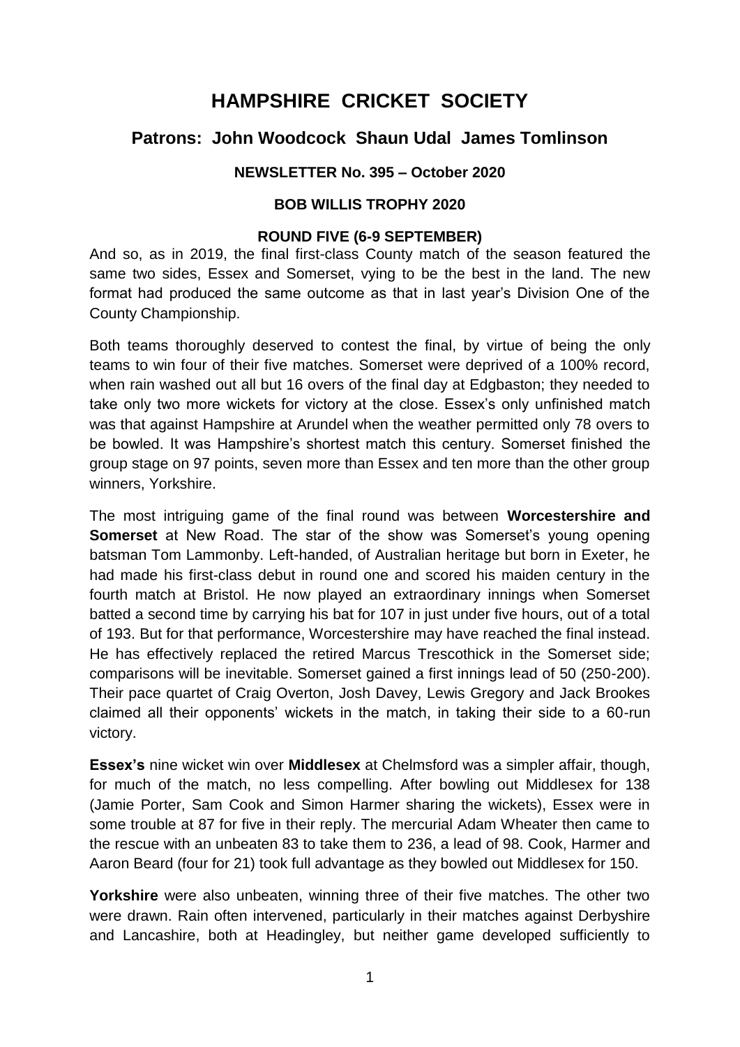# HAMPSHIRE CRICKET SOCIETY

## Patrons: John Woodcock Shaun Udal James Tomlinson

### NEWSLETTER No. 395 – October 2020

### BOB WILLIS TROPHY 2020

#### ROUND FIVE (6-9 SEPTEMBER)

And so, as in 2019, the final first-class County match of the season featured the same two sides, Essex and Somerset, vying to be the best in the land. The new format had produced the same outcome as that in last year's Division One of the County Championship.

Both teams thoroughly deserved to contest the final, by virtue of being the only teams to win four of their five matches. Somerset were deprived of a 100% record, when rain washed out all but 16 overs of the final day at Edgbaston; they needed to take only two more wickets for victory at the close. Essex's only unfinished match was that against Hampshire at Arundel when the weather permitted only 78 overs to be bowled. It was Hampshire's shortest match this century. Somerset finished the group stage on 97 points, seven more than Essex and ten more than the other group winners, Yorkshire.

The most intriguing game of the final round was between **Worcestershire and Somerset** at New Road. The star of the show was Somerset's young opening batsman Tom Lammonby. Left-handed, of Australian heritage but born in Exeter, he had made his first-class debut in round one and scored his maiden century in the fourth match at Bristol. He now played an extraordinary innings when Somerset batted a second time by carrying his bat for 107 in just under five hours, out of a total of 193. But for that performance, Worcestershire may have reached the final instead. He has effectively replaced the retired Marcus Trescothick in the Somerset side; comparisons will be inevitable. Somerset gained a first innings lead of 50 (250-200). Their pace quartet of Craig Overton, Josh Davey, Lewis Gregory and Jack Brookes claimed all their opponents' wickets in the match, in taking their side to a 60-run victory.

**Essex's** nine wicket win over **Middlesex** at Chelmsford was a simpler affair, though, for much of the match, no less compelling. After bowling out Middlesex for 138 (Jamie Porter, Sam Cook and Simon Harmer sharing the wickets), Essex were in some trouble at 87 for five in their reply. The mercurial Adam Wheater then came to the rescue with an unbeaten 83 to take them to 236, a lead of 98. Cook, Harmer and Aaron Beard (four for 21) took full advantage as they bowled out Middlesex for 150.

**Yorkshire** were also unbeaten, winning three of their five matches. The other two were drawn. Rain often intervened, particularly in their matches against Derbyshire and Lancashire, both at Headingley, but neither game developed sufficiently to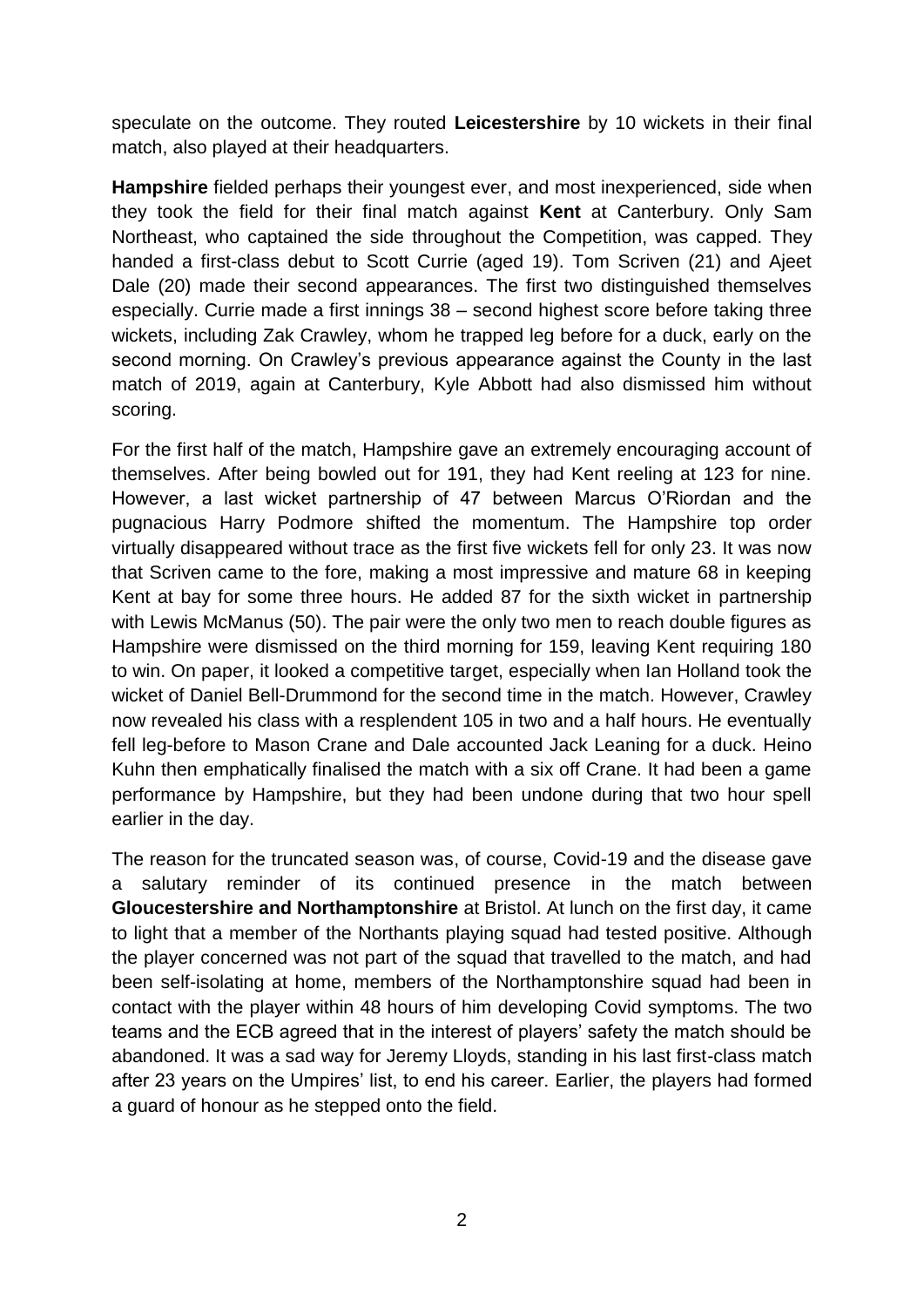speculate on the outcome. They routed **Leicestershire** by 10 wickets in their final match, also played at their headquarters.

**Hampshire** fielded perhaps their youngest ever, and most inexperienced, side when they took the field for their final match against **Kent** at Canterbury. Only Sam Northeast, who captained the side throughout the Competition, was capped. They handed a first-class debut to Scott Currie (aged 19). Tom Scriven (21) and Ajeet Dale (20) made their second appearances. The first two distinguished themselves especially. Currie made a first innings 38 – second highest score before taking three wickets, including Zak Crawley, whom he trapped leg before for a duck, early on the second morning. On Crawley's previous appearance against the County in the last match of 2019, again at Canterbury, Kyle Abbott had also dismissed him without scoring.

For the first half of the match, Hampshire gave an extremely encouraging account of themselves. After being bowled out for 191, they had Kent reeling at 123 for nine. However, a last wicket partnership of 47 between Marcus O'Riordan and the pugnacious Harry Podmore shifted the momentum. The Hampshire top order virtually disappeared without trace as the first five wickets fell for only 23. It was now that Scriven came to the fore, making a most impressive and mature 68 in keeping Kent at bay for some three hours. He added 87 for the sixth wicket in partnership with Lewis McManus (50). The pair were the only two men to reach double figures as Hampshire were dismissed on the third morning for 159, leaving Kent requiring 180 to win. On paper, it looked a competitive target, especially when Ian Holland took the wicket of Daniel Bell-Drummond for the second time in the match. However, Crawley now revealed his class with a resplendent 105 in two and a half hours. He eventually fell leg-before to Mason Crane and Dale accounted Jack Leaning for a duck. Heino Kuhn then emphatically finalised the match with a six off Crane. It had been a game performance by Hampshire, but they had been undone during that two hour spell earlier in the day.

The reason for the truncated season was, of course, Covid-19 and the disease gave a salutary reminder of its continued presence in the match between **Gloucestershire and Northamptonshire** at Bristol. At lunch on the first day, it came to light that a member of the Northants playing squad had tested positive. Although the player concerned was not part of the squad that travelled to the match, and had been self-isolating at home, members of the Northamptonshire squad had been in contact with the player within 48 hours of him developing Covid symptoms. The two teams and the ECB agreed that in the interest of players' safety the match should be abandoned. It was a sad way for Jeremy Lloyds, standing in his last first-class match after 23 years on the Umpires' list, to end his career. Earlier, the players had formed a guard of honour as he stepped onto the field.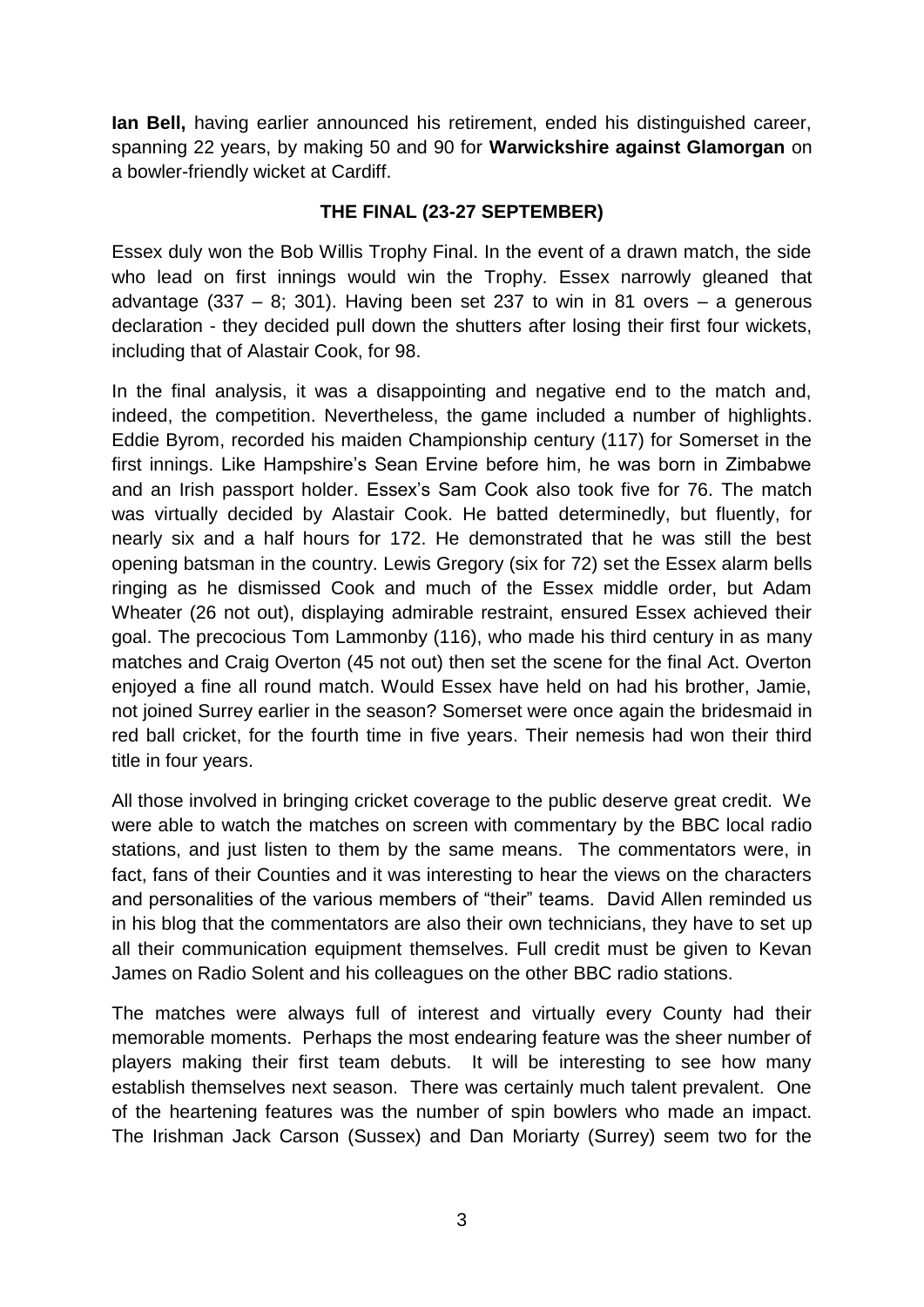**Ian Bell,** having earlier announced his retirement, ended his distinguished career, spanning 22 years, by making 50 and 90 for **Warwickshire against Glamorgan** on a bowler-friendly wicket at Cardiff.

## THE FINAL (23-27 SEPTEMBER)

Essex duly won the Bob Willis Trophy Final. In the event of a drawn match, the side who lead on first innings would win the Trophy. Essex narrowly gleaned that advantage (337 – 8; 301). Having been set 237 to win in 81 overs – a generous declaration - they decided pull down the shutters after losing their first four wickets, including that of Alastair Cook, for 98.

In the final analysis, it was a disappointing and negative end to the match and, indeed, the competition. Nevertheless, the game included a number of highlights. Eddie Byrom, recorded his maiden Championship century (117) for Somerset in the first innings. Like Hampshire's Sean Ervine before him, he was born in Zimbabwe and an Irish passport holder. Essex's Sam Cook also took five for 76. The match was virtually decided by Alastair Cook. He batted determinedly, but fluently, for nearly six and a half hours for 172. He demonstrated that he was still the best opening batsman in the country. Lewis Gregory (six for 72) set the Essex alarm bells ringing as he dismissed Cook and much of the Essex middle order, but Adam Wheater (26 not out), displaying admirable restraint, ensured Essex achieved their goal. The precocious Tom Lammonby (116), who made his third century in as many matches and Craig Overton (45 not out) then set the scene for the final Act. Overton enjoyed a fine all round match. Would Essex have held on had his brother, Jamie, not joined Surrey earlier in the season? Somerset were once again the bridesmaid in red ball cricket, for the fourth time in five years. Their nemesis had won their third title in four years.

All those involved in bringing cricket coverage to the public deserve great credit. We were able to watch the matches on screen with commentary by the BBC local radio stations, and just listen to them by the same means. The commentators were, in fact, fans of their Counties and it was interesting to hear the views on the characters and personalities of the various members of "their" teams. David Allen reminded us in his blog that the commentators are also their own technicians, they have to set up all their communication equipment themselves. Full credit must be given to Kevan James on Radio Solent and his colleagues on the other BBC radio stations.

The matches were always full of interest and virtually every County had their memorable moments. Perhaps the most endearing feature was the sheer number of players making their first team debuts. It will be interesting to see how many establish themselves next season. There was certainly much talent prevalent. One of the heartening features was the number of spin bowlers who made an impact. The Irishman Jack Carson (Sussex) and Dan Moriarty (Surrey) seem two for the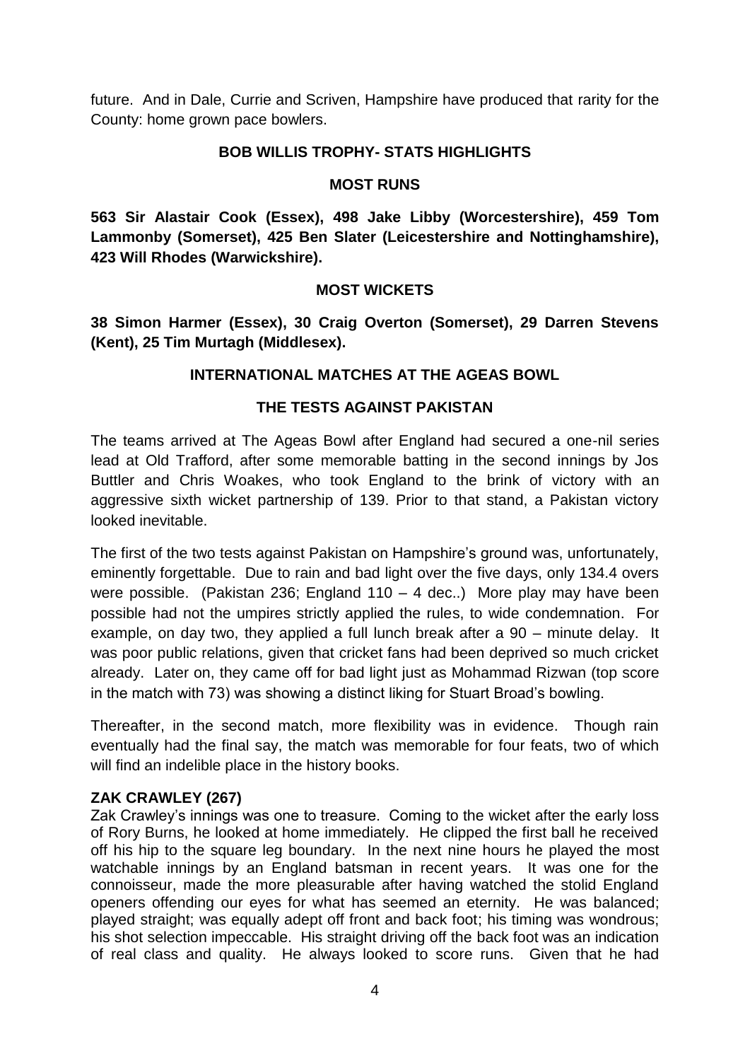future. And in Dale, Currie and Scriven, Hampshire have produced that rarity for the County: home grown pace bowlers.

## BOB WILLIS TROPHY- STATS HIGHLIGHTS

### MOST RUNS

**563 Sir Alastair Cook (Essex), 498 Jake Libby (Worcestershire), 459 Tom Lammonby (Somerset), 425 Ben Slater (Leicestershire and Nottinghamshire), 423 Will Rhodes (Warwickshire).**

### MOST WICKETS

**38 Simon Harmer (Essex), 30 Craig Overton (Somerset), 29 Darren Stevens (Kent), 25 Tim Murtagh (Middlesex).**

## INTERNATIONAL MATCHES AT THE AGEAS BOWL

### THE TESTS AGAINST PAKISTAN

The teams arrived at The Ageas Bowl after England had secured a one-nil series lead at Old Trafford, after some memorable batting in the second innings by Jos Buttler and Chris Woakes, who took England to the brink of victory with an aggressive sixth wicket partnership of 139. Prior to that stand, a Pakistan victory looked inevitable.

The first of the two tests against Pakistan on Hampshire's ground was, unfortunately, eminently forgettable. Due to rain and bad light over the five days, only 134.4 overs were possible. (Pakistan 236; England 110 – 4 dec..) More play may have been possible had not the umpires strictly applied the rules, to wide condemnation. For example, on day two, they applied a full lunch break after a 90 – minute delay. It was poor public relations, given that cricket fans had been deprived so much cricket already. Later on, they came off for bad light just as Mohammad Rizwan (top score in the match with 73) was showing a distinct liking for Stuart Broad's bowling.

Thereafter, in the second match, more flexibility was in evidence. Though rain eventually had the final say, the match was memorable for four feats, two of which will find an indelible place in the history books.

**ZAK CRAWLEY (267)**

Zak Crawley's innings was one to treasure. Coming to the wicket after the early loss of Rory Burns, he looked at home immediately. He clipped the first ball he received off his hip to the square leg boundary. In the next nine hours he played the most watchable innings by an England batsman in recent years. It was one for the connoisseur, made the more pleasurable after having watched the stolid England openers offending our eyes for what has seemed an eternity. He was balanced; played straight; was equally adept off front and back foot; his timing was wondrous; his shot selection impeccable. His straight driving off the back foot was an indication of real class and quality. He always looked to score runs. Given that he had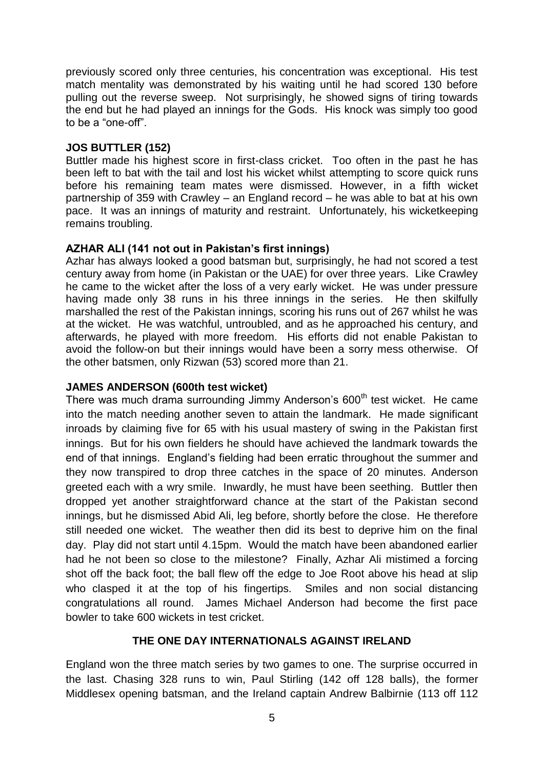previously scored only three centuries, his concentration was exceptional. His test match mentality was demonstrated by his waiting until he had scored 130 before pulling out the reverse sweep. Not surprisingly, he showed signs of tiring towards the end but he had played an innings for the Gods. His knock was simply too good to be a "one-off".

**JOS BUTTLER (152)**

Buttler made his highest score in first-class cricket. Too often in the past he has been left to bat with the tail and lost his wicket whilst attempting to score quick runs before his remaining team mates were dismissed. However, in a fifth wicket partnership of 359 with Crawley – an England record – he was able to bat at his own pace. It was an innings of maturity and restraint. Unfortunately, his wicketkeeping remains troubling.

**AZHAR ALI (141 not out in Pakistan's first innings)**

Azhar has always looked a good batsman but, surprisingly, he had not scored a test century away from home (in Pakistan or the UAE) for over three years. Like Crawley he came to the wicket after the loss of a very early wicket. He was under pressure having made only 38 runs in his three innings in the series. He then skilfully marshalled the rest of the Pakistan innings, scoring his runs out of 267 whilst he was at the wicket. He was watchful, untroubled, and as he approached his century, and afterwards, he played with more freedom. His efforts did not enable Pakistan to avoid the follow-on but their innings would have been a sorry mess otherwise. Of the other batsmen, only Rizwan (53) scored more than 21.

**JAMES ANDERSON (600th test wicket)**

There was much drama surrounding Jimmy Anderson's 600th test wicket. He came into the match needing another seven to attain the landmark. He made significant inroads by claiming five for 65 with his usual mastery of swing in the Pakistan first innings. But for his own fielders he should have achieved the landmark towards the end of that innings. England's fielding had been erratic throughout the summer and they now transpired to drop three catches in the space of 20 minutes. Anderson greeted each with a wry smile. Inwardly, he must have been seething. Buttler then dropped yet another straightforward chance at the start of the Pakistan second innings, but he dismissed Abid Ali, leg before, shortly before the close. He therefore still needed one wicket. The weather then did its best to deprive him on the final day. Play did not start until 4.15pm. Would the match have been abandoned earlier had he not been so close to the milestone? Finally, Azhar Ali mistimed a forcing shot off the back foot; the ball flew off the edge to Joe Root above his head at slip who clasped it at the top of his fingertips. Smiles and non social distancing congratulations all round. James Michael Anderson had become the first pace bowler to take 600 wickets in test cricket.

## THE ONE DAY INTERNATIONALS AGAINST IRELAND

England won the three match series by two games to one. The surprise occurred in the last. Chasing 328 runs to win, Paul Stirling (142 off 128 balls), the former Middlesex opening batsman, and the Ireland captain Andrew Balbirnie (113 off 112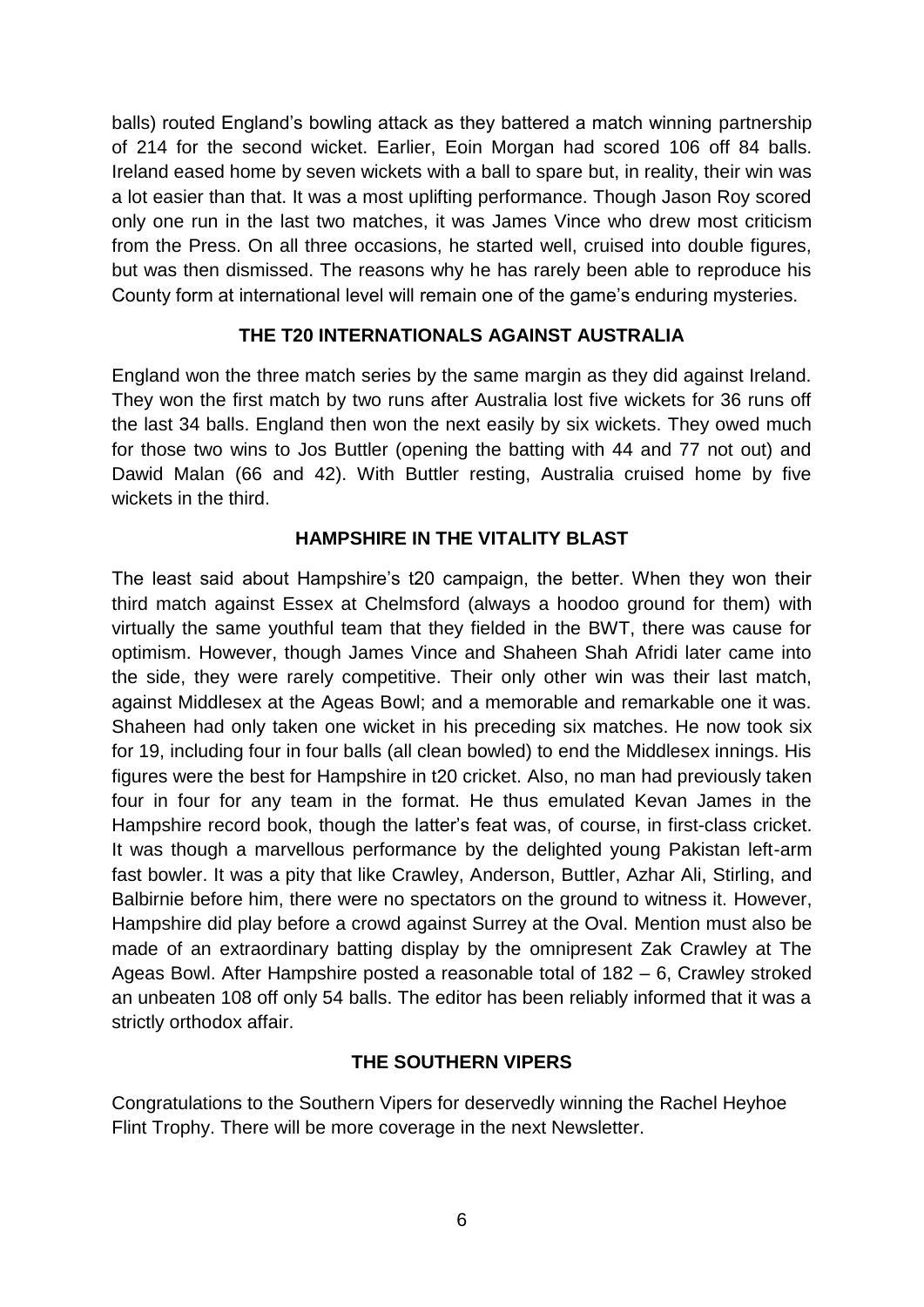balls) routed England's bowling attack as they battered a match winning partnership of 214 for the second wicket. Earlier, Eoin Morgan had scored 106 off 84 balls. Ireland eased home by seven wickets with a ball to spare but, in reality, their win was a lot easier than that. It was a most uplifting performance. Though Jason Roy scored only one run in the last two matches, it was James Vince who drew most criticism from the Press. On all three occasions, he started well, cruised into double figures, but was then dismissed. The reasons why he has rarely been able to reproduce his County form at international level will remain one of the game's enduring mysteries.

## THE T20 INTERNATIONALS AGAINST AUSTRALIA

England won the three match series by the same margin as they did against Ireland. They won the first match by two runs after Australia lost five wickets for 36 runs off the last 34 balls. England then won the next easily by six wickets. They owed much for those two wins to Jos Buttler (opening the batting with 44 and 77 not out) and Dawid Malan (66 and 42). With Buttler resting, Australia cruised home by five wickets in the third.

## HAMPSHIRE IN THE VITALITY BLAST

The least said about Hampshire's t20 campaign, the better. When they won their third match against Essex at Chelmsford (always a hoodoo ground for them) with virtually the same youthful team that they fielded in the BWT, there was cause for optimism. However, though James Vince and Shaheen Shah Afridi later came into the side, they were rarely competitive. Their only other win was their last match, against Middlesex at the Ageas Bowl; and a memorable and remarkable one it was. Shaheen had only taken one wicket in his preceding six matches. He now took six for 19, including four in four balls (all clean bowled) to end the Middlesex innings. His figures were the best for Hampshire in t20 cricket. Also, no man had previously taken four in four for any team in the format. He thus emulated Kevan James in the Hampshire record book, though the latter's feat was, of course, in first-class cricket. It was though a marvellous performance by the delighted young Pakistan left-arm fast bowler. It was a pity that like Crawley, Anderson, Buttler, Azhar Ali, Stirling, and Balbirnie before him, there were no spectators on the ground to witness it. However, Hampshire did play before a crowd against Surrey at the Oval. Mention must also be made of an extraordinary batting display by the omnipresent Zak Crawley at The Ageas Bowl. After Hampshire posted a reasonable total of 182 – 6, Crawley stroked an unbeaten 108 off only 54 balls. The editor has been reliably informed that it was a strictly orthodox affair.

## THE SOUTHERN VIPERS

Congratulations to the Southern Vipers for deservedly winning the Rachel Heyhoe Flint Trophy. There will be more coverage in the next Newsletter.